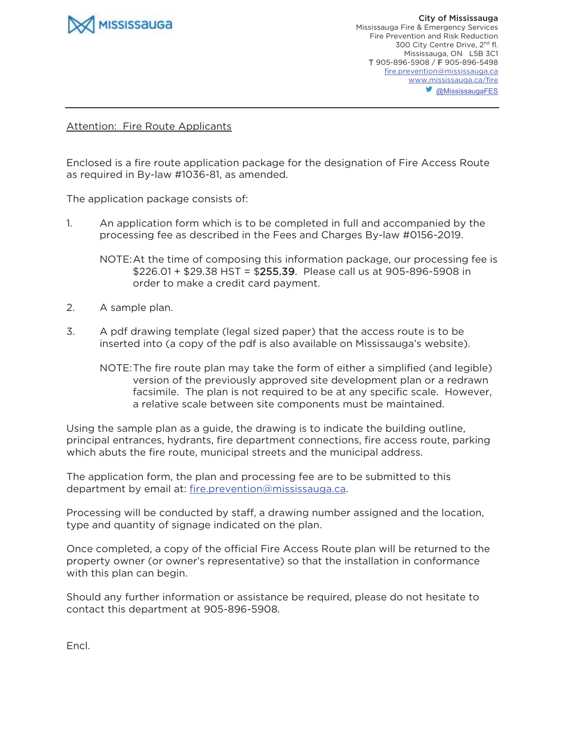MISSISSAUGA

**City of Mississauga**
Mississauga Fire & Emergency Services
Fire Prevention and Risk Reduction
300 City Centre Drive, 2nd fl.
Mississauga, ON L5B 3C1
**T** 905-896-5908 / **F** 905-896-5498
fire.prevention@mississauga.ca
www.mississauga.ca/fire
@MississaugaFES

---

Attention: Fire Route Applicants

Enclosed is a fire route application package for the designation of Fire Access Route as required in By-law #1036-81, as amended.

The application package consists of:

1. An application form which is to be completed in full and accompanied by the processing fee as described in the Fees and Charges By-law #0156-2019.

   NOTE: At the time of composing this information package, our processing fee is $226.01 + $29.38 HST = $255.39. Please call us at 905-896-5908 in order to make a credit card payment.

2. A sample plan.

3. A pdf drawing template (legal sized paper) that the access route is to be inserted into (a copy of the pdf is also available on Mississauga's website).

   NOTE: The fire route plan may take the form of either a simplified (and legible) version of the previously approved site development plan or a redrawn facsimile. The plan is not required to be at any specific scale. However, a relative scale between site components must be maintained.

Using the sample plan as a guide, the drawing is to indicate the building outline, principal entrances, hydrants, fire department connections, fire access route, parking which abuts the fire route, municipal streets and the municipal address.

The application form, the plan and processing fee are to be submitted to this department by email at: fire.prevention@mississauga.ca.

Processing will be conducted by staff, a drawing number assigned and the location, type and quantity of signage indicated on the plan.

Once completed, a copy of the official Fire Access Route plan will be returned to the property owner (or owner's representative) so that the installation in conformance with this plan can begin.

Should any further information or assistance be required, please do not hesitate to contact this department at 905-896-5908.

Encl.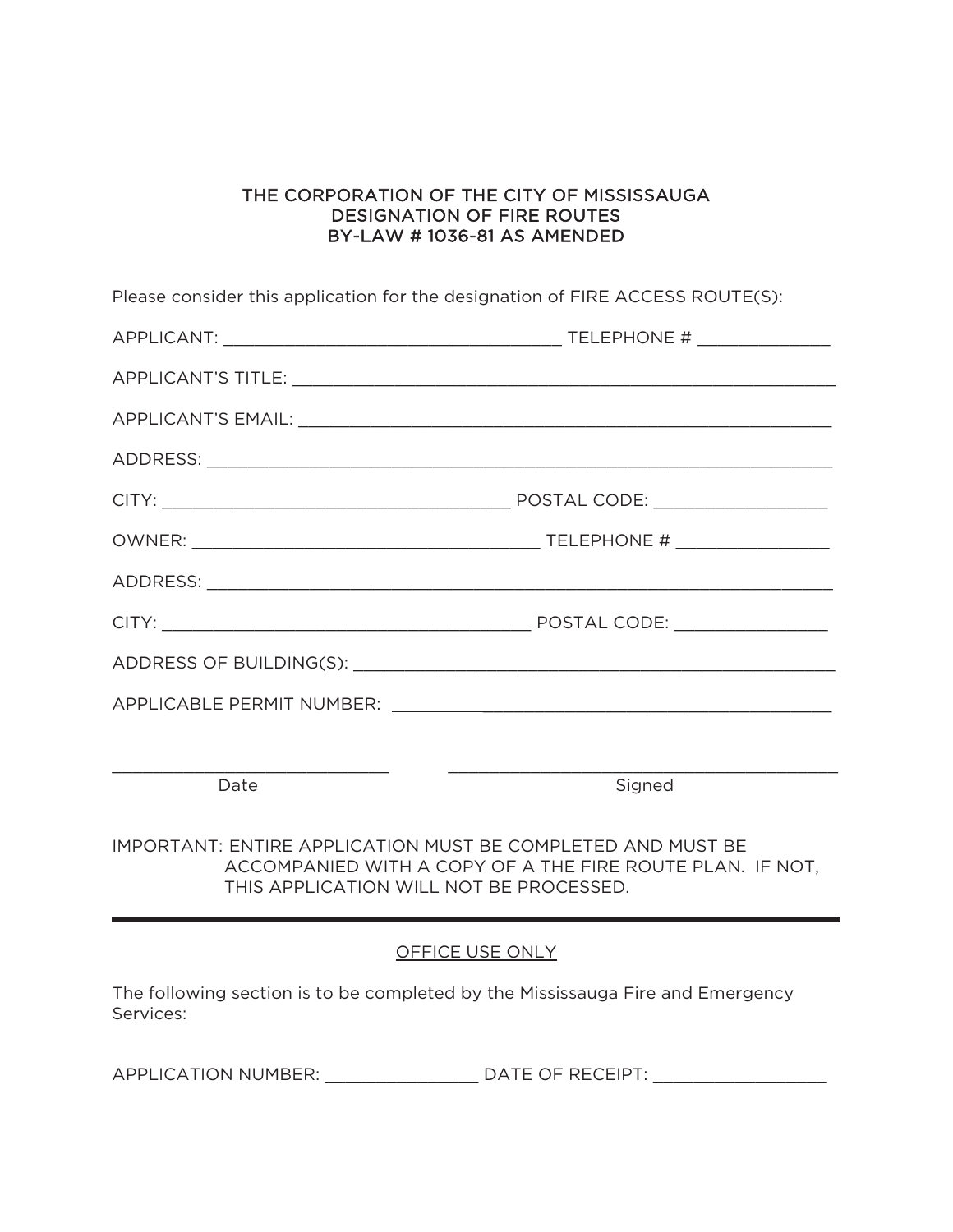# THE CORPORATION OF THE CITY OF MISSISSAUGA
## DESIGNATION OF FIRE ROUTES
## BY-LAW # 1036-81 AS AMENDED

Please consider this application for the designation of FIRE ACCESS ROUTE(S):

APPLICANT: ___________________________________ TELEPHONE # _____________

APPLICANT'S TITLE: _______________________________________________________

APPLICANT'S EMAIL: ______________________________________________________

ADDRESS: _______________________________________________________________

CITY: ____________________________________ POSTAL CODE: _________________

OWNER: ____________________________________ TELEPHONE # _______________

ADDRESS: _______________________________________________________________

CITY: ______________________________________ POSTAL CODE: _______________

ADDRESS OF BUILDING(S): __________________________________________________

APPLICABLE PERMIT NUMBER: _______________________________________________

____________________________ ________________________________________

Date Signed

IMPORTANT: ENTIRE APPLICATION MUST BE COMPLETED AND MUST BE ACCOMPANIED WITH A COPY OF A THE FIRE ROUTE PLAN. IF NOT, THIS APPLICATION WILL NOT BE PROCESSED.

---

OFFICE USE ONLY

The following section is to be completed by the Mississauga Fire and Emergency Services:

APPLICATION NUMBER: _______________ DATE OF RECEIPT: _________________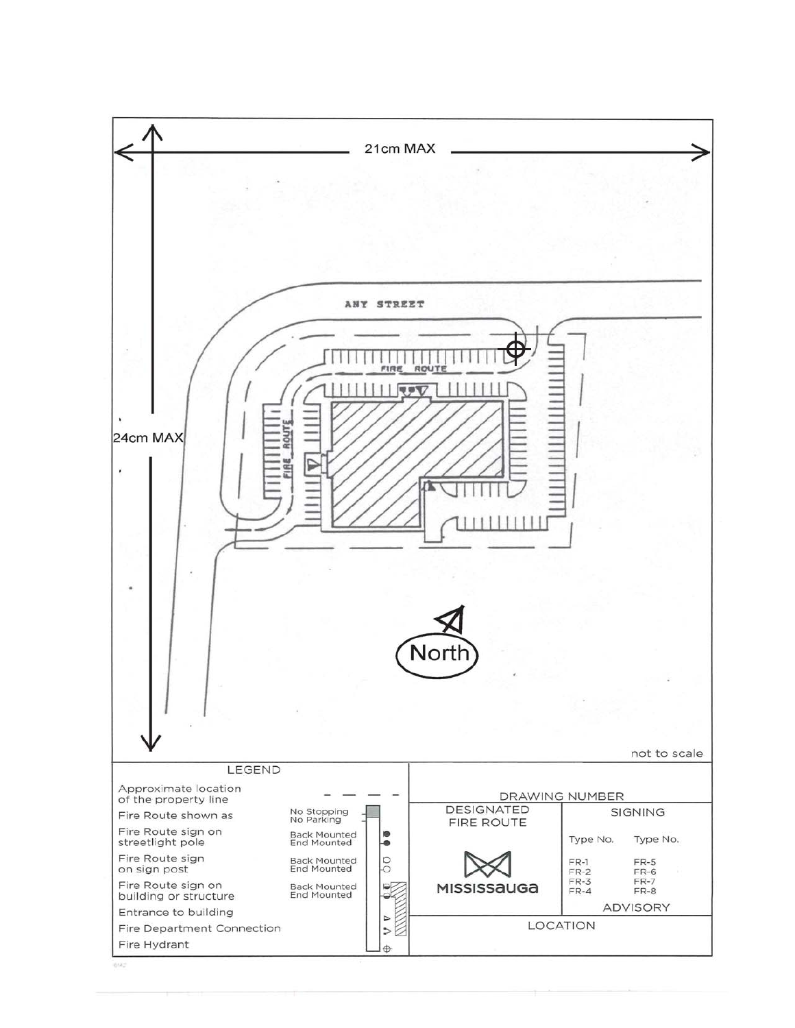21cm MAX

24cm MAX

ANY STREET

FIRE ROUTE

FIRE ROUTE

North

not to scale

| LEGEND | | |
|---|---|---|
| Approximate location of the property line | | — — — — |
| Fire Route shown as | No Stopping No Parking | |
| Fire Route sign on streetlight pole | Back Mounted End Mounted | |
| Fire Route sign on sign post | Back Mounted End Mounted | |
| Fire Route sign on building or structure | Back Mounted End Mounted | |
| Entrance to building | | |
| Fire Department Connection | | |
| Fire Hydrant | | |

| DRAWING NUMBER | | |
|---|---|---|
| DESIGNATED FIRE ROUTE | SIGNING | |
| | Type No. | Type No. |
| MISSISSAUGA | FR-1<br>FR-2<br>FR-3<br>FR-4 | FR-5<br>FR-6<br>FR-7<br>FR-8 |
| | ADVISORY | |
| LOCATION | | |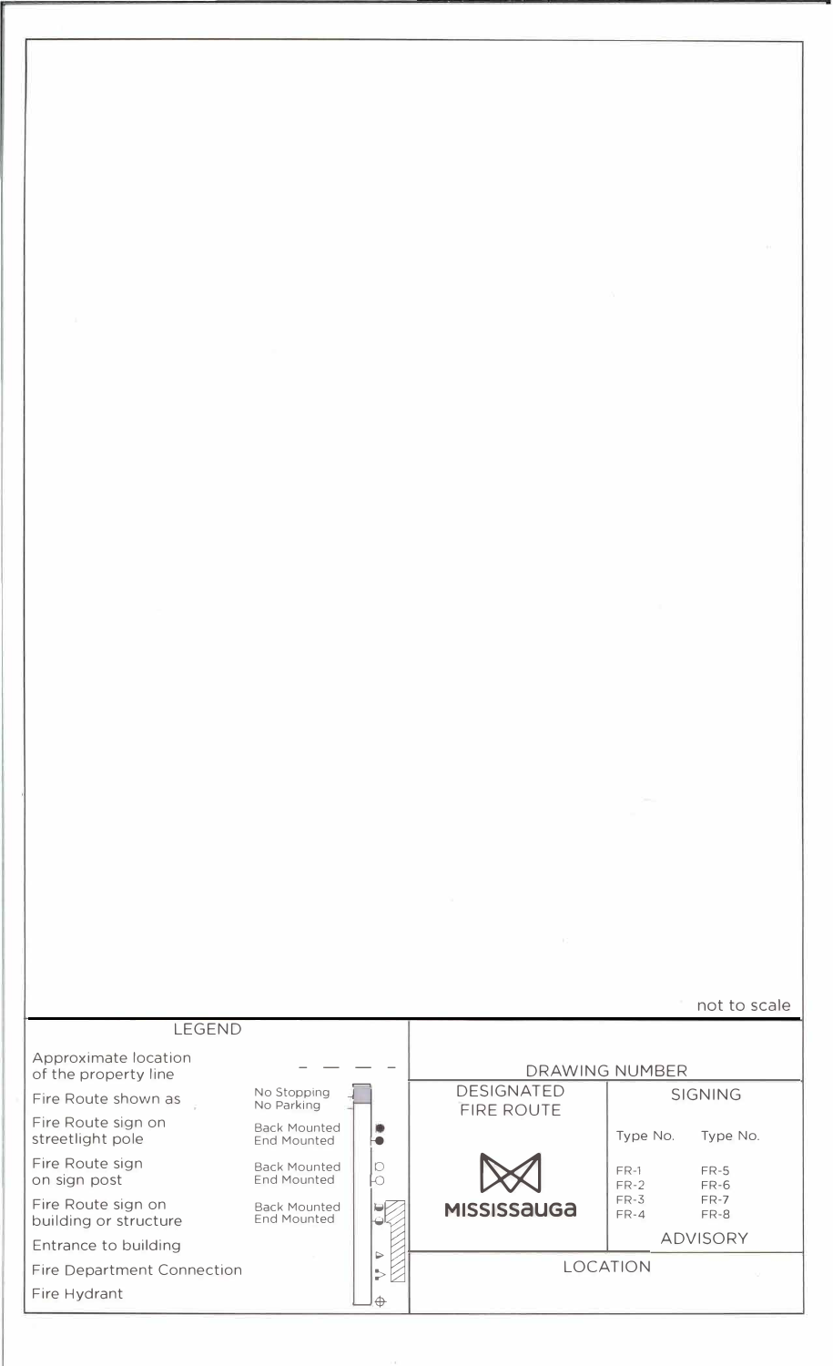not to scale

## LEGEND

| | | |
|---|---|---|
| Approximate location of the property line | | — — — — |
| Fire Route shown as | No Stopping / No Parking | |
| Fire Route sign on streetlight pole | Back Mounted / End Mounted | |
| Fire Route sign on sign post | Back Mounted / End Mounted | |
| Fire Route sign on building or structure | Back Mounted / End Mounted | |
| Entrance to building | | |
| Fire Department Connection | | |
| Fire Hydrant | | |

DRAWING NUMBER

| DESIGNATED FIRE ROUTE | SIGNING | |
|---|---|---|
| | Type No. | Type No. |
| MISSISSAUGA | FR-1 | FR-5 |
| | FR-2 | FR-6 |
| | FR-3 | FR-7 |
| | FR-4 | FR-8 |
| | ADVISORY | |

LOCATION